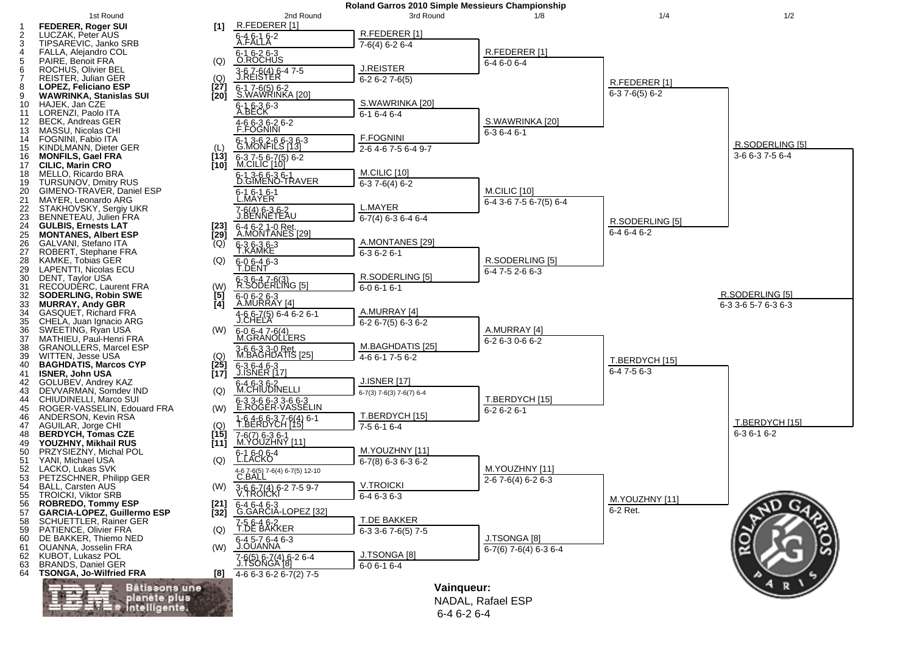# Roland Garros 2010 Simple Messieurs Championship

## 1st Round

| # | Player | Seed |
|---|---|---|
| 1 | **FEDERER, Roger SUI** | [1] |
| 2 | LUCZAK, Peter AUS | |
| 3 | TIPSAREVIC, Janko SRB | |
| 4 | FALLA, Alejandro COL | |
| 5 | PAIRE, Benoit FRA | (Q) |
| 6 | ROCHUS, Olivier BEL | |
| 7 | REISTER, Julian GER | (Q) |
| 8 | **LOPEZ, Feliciano ESP** | [27] |
| 9 | **WAWRINKA, Stanislas SUI** | [20] |
| 10 | HAJEK, Jan CZE | |
| 11 | LORENZI, Paolo ITA | |
| 12 | BECK, Andreas GER | |
| 13 | MASSU, Nicolas CHI | |
| 14 | FOGNINI, Fabio ITA | |
| 15 | KINDLMANN, Dieter GER | (L) |
| 16 | **MONFILS, Gael FRA** | [13] |
| 17 | **CILIC, Marin CRO** | [10] |
| 18 | MELLO, Ricardo BRA | |
| 19 | TURSUNOV, Dmitry RUS | |
| 20 | GIMENO-TRAVER, Daniel ESP | |
| 21 | MAYER, Leonardo ARG | |
| 22 | STAKHOVSKY, Sergiy UKR | |
| 23 | BENNETEAU, Julien FRA | |
| 24 | **GULBIS, Ernests LAT** | [23] |
| 25 | **MONTANES, Albert ESP** | [29] |
| 26 | GALVANI, Stefano ITA | (Q) |
| 27 | ROBERT, Stephane FRA | |
| 28 | KAMKE, Tobias GER | (Q) |
| 29 | LAPENTTI, Nicolas ECU | |
| 30 | DENT, Taylor USA | |
| 31 | RECOUDERC, Laurent FRA | (W) |
| 32 | **SODERLING, Robin SWE** | [5] |
| 33 | **MURRAY, Andy GBR** | [4] |
| 34 | GASQUET, Richard FRA | |
| 35 | CHELA, Juan Ignacio ARG | |
| 36 | SWEETING, Ryan USA | (W) |
| 37 | MATHIEU, Paul-Henri FRA | |
| 38 | GRANOLLERS, Marcel ESP | |
| 39 | WITTEN, Jesse USA | (Q) |
| 40 | **BAGHDATIS, Marcos CYP** | [25] |
| 41 | **ISNER, John USA** | [17] |
| 42 | GOLUBEV, Andrey KAZ | |
| 43 | DEVVARMAN, Somdev IND | (Q) |
| 44 | CHIUDINELLI, Marco SUI | |
| 45 | ROGER-VASSELIN, Edouard FRA | (W) |
| 46 | ANDERSON, Kevin RSA | |
| 47 | AGUILAR, Jorge CHI | (Q) |
| 48 | **BERDYCH, Tomas CZE** | [15] |
| 49 | **YOUZHNY, Mikhail RUS** | [11] |
| 50 | PRZYSIEZNY, Michal POL | |
| 51 | YANI, Michael USA | (Q) |
| 52 | LACKO, Lukas SVK | |
| 53 | PETZSCHNER, Philipp GER | |
| 54 | BALL, Carsten AUS | (W) |
| 55 | TROICKI, Viktor SRB | |
| 56 | **ROBREDO, Tommy ESP** | [21] |
| 57 | **GARCIA-LOPEZ, Guillermo ESP** | [32] |
| 58 | SCHUETTLER, Rainer GER | |
| 59 | PATIENCE, Olivier FRA | (Q) |
| 60 | DE BAKKER, Thiemo NED | |
| 61 | OUANNA, Josselin FRA | (W) |
| 62 | KUBOT, Lukasz POL | |
| 63 | BRANDS, Daniel GER | |
| 64 | **TSONGA, Jo-Wilfried FRA** | [8] |

## 2nd Round

| Winner | Score |
|---|---|
| R.FEDERER [1] | 6-4 6-1 6-2 |
| A.FALLA | 6-1 6-2 6-3 |
| O.ROCHUS | 3-6 7-6(4) 6-4 7-5 |
| J.REISTER | 6-1 7-6(5) 6-2 |
| S.WAWRINKA [20] | 6-1 6-3 6-3 |
| A.BECK | 4-6 6-3 6-2 6-2 |
| F.FOGNINI | 6-1 3-6 2-6 6-3 6-3 |
| G.MONFILS [13] | 6-3 7-5 6-7(5) 6-2 |
| M.CILIC [10] | 6-1 3-6 6-3 6-1 |
| D.GIMENO-TRAVER | 6-1 6-1 6-1 |
| L.MAYER | 7-6(4) 6-3 6-2 |
| J.BENNETEAU | 6-4 6-2 1-0 Ret. |
| A.MONTANES [29] | 6-3 6-3 6-3 |
| T.KAMKE | 6-0 6-4 6-3 |
| T.DENT | 6-3 6-4 7-6(3) |
| R.SODERLING [5] | 6-0 6-2 6-3 |
| A.MURRAY [4] | 4-6 6-7(5) 6-4 6-2 6-1 |
| J.CHELA | 6-0 6-4 7-6(4) |
| M.GRANOLLERS | 3-6 6-3 3-0 Ret. |
| M.BAGHDATIS [25] | 6-3 6-4 6-3 |
| J.ISNER [17] | 6-4 6-3 6-2 |
| M.CHIUDINELLI | 6-3 3-6 6-3 3-6 6-3 |
| E.ROGER-VASSELIN | 1-6 4-6 6-3 7-6(4) 6-1 |
| T.BERDYCH [15] | 7-6(7) 6-3 6-1 |
| M.YOUZHNY [11] | 6-1 6-0 6-4 |
| L.LACKO | 4-6 7-6(5) 7-6(4) 6-7(5) 12-10 |
| C.BALL | 3-6 6-7(4) 6-2 7-5 9-7 |
| V.TROICKI | 6-4 6-4 6-3 |
| G.GARCIA-LOPEZ [32] | 7-5 6-4 6-2 |
| T.DE BAKKER | 6-4 5-7 6-4 6-3 |
| J.OUANNA | 7-6(5) 6-7(4) 6-2 6-4 |
| J.TSONGA [8] | 4-6 6-3 6-2 6-7(2) 7-5 |

## 3rd Round

| Winner | Score |
|---|---|
| R.FEDERER [1] | 7-6(4) 6-2 6-4 |
| J.REISTER | 6-2 6-2 7-6(5) |
| S.WAWRINKA [20] | 6-1 6-4 6-4 |
| F.FOGNINI | 2-6 4-6 7-5 6-4 9-7 |
| M.CILIC [10] | 6-3 7-6(4) 6-2 |
| L.MAYER | 6-7(4) 6-3 6-4 6-4 |
| A.MONTANES [29] | 6-3 6-2 6-1 |
| R.SODERLING [5] | 6-0 6-1 6-1 |
| A.MURRAY [4] | 6-2 6-7(5) 6-3 6-2 |
| M.BAGHDATIS [25] | 4-6 6-1 7-5 6-2 |
| J.ISNER [17] | 6-7(3) 7-6(3) 7-6(7) 6-4 |
| T.BERDYCH [15] | 7-5 6-1 6-4 |
| M.YOUZHNY [11] | 6-7(8) 6-3 6-3 6-2 |
| V.TROICKI | 6-4 6-3 6-3 |
| T.DE BAKKER | 6-3 3-6 7-6(5) 7-5 |
| J.TSONGA [8] | 6-0 6-1 6-4 |

## 1/8

| Winner | Score |
|---|---|
| R.FEDERER [1] | 6-4 6-0 6-4 |
| S.WAWRINKA [20] | 6-3 6-4 6-1 |
| M.CILIC [10] | 6-4 3-6 7-5 6-7(5) 6-4 |
| R.SODERLING [5] | 6-4 7-5 2-6 6-3 |
| A.MURRAY [4] | 6-2 6-3 0-6 6-2 |
| T.BERDYCH [15] | 6-2 6-2 6-1 |
| M.YOUZHNY [11] | 2-6 7-6(4) 6-2 6-3 |
| J.TSONGA [8] | 6-7(6) 7-6(4) 6-3 6-4 |

## 1/4

| Winner | Score |
|---|---|
| R.FEDERER [1] | 6-3 7-6(5) 6-2 |
| R.SODERLING [5] | 6-4 6-4 6-2 |
| T.BERDYCH [15] | 6-4 7-5 6-3 |
| M.YOUZHNY [11] | 6-2 Ret. |

## 1/2

| Winner | Score |
|---|---|
| R.SODERLING [5] | 3-6 6-3 7-5 6-4 |
| T.BERDYCH [15] | 6-3 6-1 6-2 |

## Final

| Winner | Score |
|---|---|
| R.SODERLING [5] | 6-3 3-6 5-7 6-3 6-3 |

**Vainqueur:**
NADAL, Rafael ESP
6-4 6-2 6-4

Bâtissons une planète plus intelligente.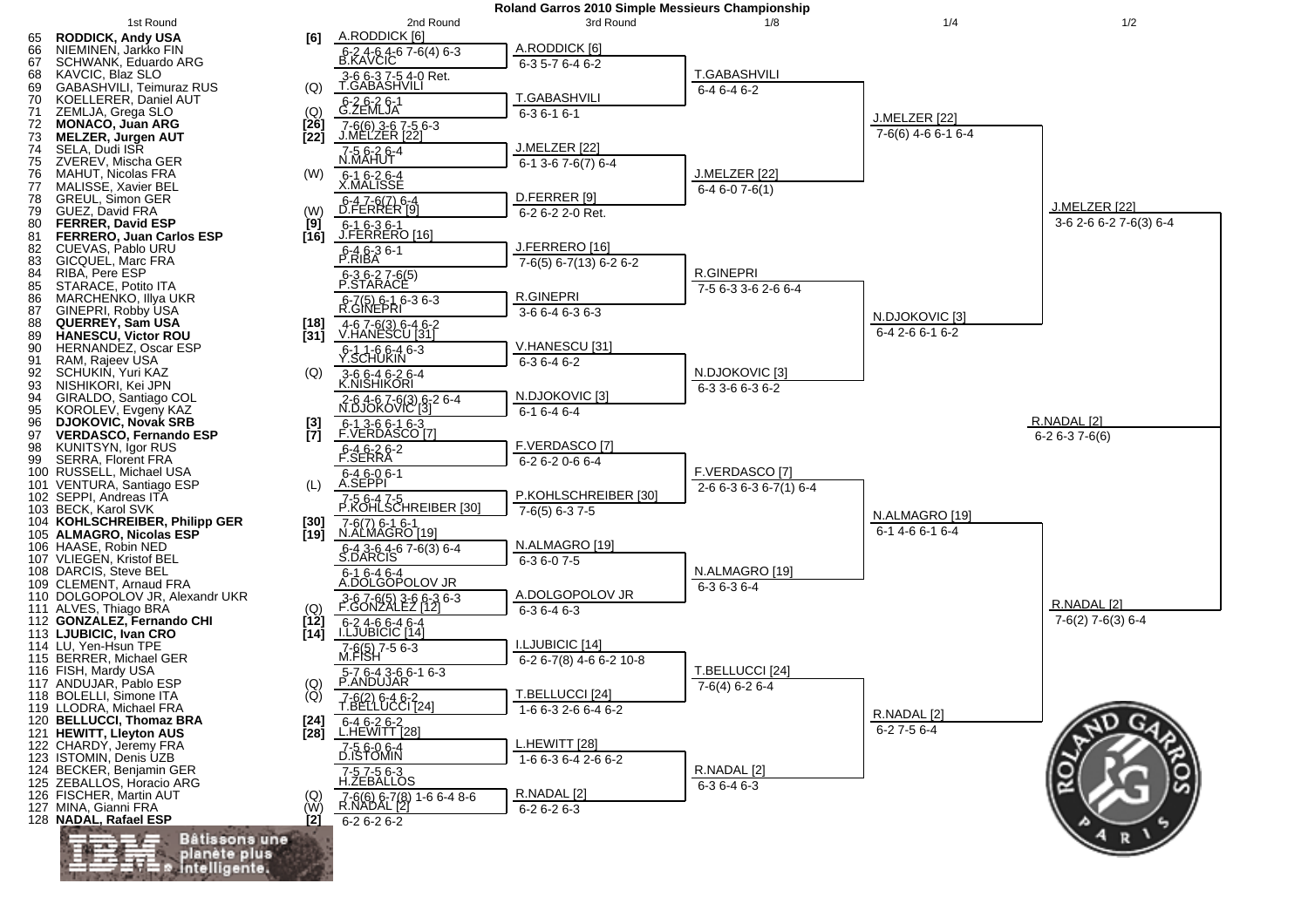# Roland Garros 2010 Simple Messieurs Championship

## 1st Round

| No. | Player | Seed / Entry |
|---|---|---|
| 65 | **RODDICK, Andy USA** | [6] |
| 66 | NIEMINEN, Jarkko FIN | |
| 67 | SCHWANK, Eduardo ARG | |
| 68 | KAVCIC, Blaz SLO | |
| 69 | GABASHVILI, Teimuraz RUS | (Q) |
| 70 | KOELLERER, Daniel AUT | |
| 71 | ZEMLJA, Grega SLO | (Q) |
| 72 | **MONACO, Juan ARG** | [26] |
| 73 | **MELZER, Jurgen AUT** | [22] |
| 74 | SELA, Dudi ISR | |
| 75 | ZVEREV, Mischa GER | |
| 76 | MAHUT, Nicolas FRA | (W) |
| 77 | MALISSE, Xavier BEL | |
| 78 | GREUL, Simon GER | |
| 79 | GUEZ, David FRA | (W) |
| 80 | **FERRER, David ESP** | [9] |
| 81 | **FERRERO, Juan Carlos ESP** | [16] |
| 82 | CUEVAS, Pablo URU | |
| 83 | GICQUEL, Marc FRA | |
| 84 | RIBA, Pere ESP | |
| 85 | STARACE, Potito ITA | |
| 86 | MARCHENKO, Illya UKR | |
| 87 | GINEPRI, Robby USA | |
| 88 | **QUERREY, Sam USA** | [18] |
| 89 | **HANESCU, Victor ROU** | [31] |
| 90 | HERNANDEZ, Oscar ESP | |
| 91 | RAM, Rajeev USA | |
| 92 | SCHUKIN, Yuri KAZ | (Q) |
| 93 | NISHIKORI, Kei JPN | |
| 94 | GIRALDO, Santiago COL | |
| 95 | KOROLEV, Evgeny KAZ | |
| 96 | **DJOKOVIC, Novak SRB** | [3] |
| 97 | **VERDASCO, Fernando ESP** | [7] |
| 98 | KUNITSYN, Igor RUS | |
| 99 | SERRA, Florent FRA | |
| 100 | RUSSELL, Michael USA | |
| 101 | VENTURA, Santiago ESP | (L) |
| 102 | SEPPI, Andreas ITA | |
| 103 | BECK, Karol SVK | |
| 104 | **KOHLSCHREIBER, Philipp GER** | [30] |
| 105 | **ALMAGRO, Nicolas ESP** | [19] |
| 106 | HAASE, Robin NED | |
| 107 | VLIEGEN, Kristof BEL | |
| 108 | DARCIS, Steve BEL | |
| 109 | CLEMENT, Arnaud FRA | |
| 110 | DOLGOPOLOV JR, Alexandr UKR | |
| 111 | ALVES, Thiago BRA | (Q) |
| 112 | **GONZALEZ, Fernando CHI** | [12] |
| 113 | **LJUBICIC, Ivan CRO** | [14] |
| 114 | LU, Yen-Hsun TPE | |
| 115 | BERRER, Michael GER | |
| 116 | FISH, Mardy USA | |
| 117 | ANDUJAR, Pablo ESP | (Q) |
| 118 | BOLELLI, Simone ITA | (Q) |
| 119 | LLODRA, Michael FRA | |
| 120 | **BELLUCCI, Thomaz BRA** | [24] |
| 121 | **HEWITT, Lleyton AUS** | [28] |
| 122 | CHARDY, Jeremy FRA | |
| 123 | ISTOMIN, Denis UZB | |
| 124 | BECKER, Benjamin GER | |
| 125 | ZEBALLOS, Horacio ARG | |
| 126 | FISCHER, Martin AUT | (Q) |
| 127 | MINA, Gianni FRA | (W) |
| 128 | **NADAL, Rafael ESP** | [2] |

## 2nd Round

- A.RODDICK [6] — 6-2 4-6 4-6 7-6(4) 6-3
- B.KAVCIC — 3-6 6-3 7-5 4-0 Ret.
- T.GABASHVILI — 6-2 6-2 6-1
- G.ZEMLJA — 7-6(6) 3-6 7-5 6-3
- J.MELZER [22] — 7-5 6-2 6-4
- N.MAHUT — 6-1 6-2 6-4
- X.MALISSE — 6-4 7-6(7) 6-4
- D.FERRER [9] — 6-1 6-3 6-1
- J.FERRERO [16] — 6-4 6-3 6-1
- P.RIBA — 6-3 6-2 7-6(5)
- P.STARACE — 6-7(5) 6-1 6-3 6-3
- R.GINEPRI — 4-6 7-6(3) 6-4 6-2
- V.HANESCU [31] — 6-1 1-6 6-4 6-3
- Y.SCHUKIN — 3-6 6-4 6-2 6-4
- K.NISHIKORI — 2-6 4-6 7-6(3) 6-2 6-4
- N.DJOKOVIC [3] — 6-1 3-6 6-1 6-3
- F.VERDASCO [7] — 6-4 6-2 6-2
- F.SERRA — 6-4 6-0 6-1
- A.SEPPI — 7-5 6-4 7-5
- P.KOHLSCHREIBER [30] — 7-6(7) 6-1 6-1
- N.ALMAGRO [19] — 6-4 3-6 4-6 7-6(3) 6-4
- S.DARCIS — 6-1 6-4 6-4
- A.DOLGOPOLOV JR — 3-6 7-6(5) 3-6 6-3 6-3
- F.GONZALEZ [12] — 6-2 4-6 6-4 6-4
- I.LJUBICIC [14] — 7-6(5) 7-5 6-3
- M.FISH — 5-7 6-4 3-6 6-1 6-3
- P.ANDUJAR — 7-6(2) 6-4 6-2
- T.BELLUCCI [24] — 6-4 6-2 6-2
- L.HEWITT [28] — 7-5 6-0 6-4
- D.ISTOMIN — 7-5 7-5 6-3
- H.ZEBALLOS — 7-6(6) 6-7(8) 1-6 6-4 8-6
- R.NADAL [2] — 6-2 6-2 6-2

## 3rd Round

- A.RODDICK [6] — 6-3 5-7 6-4 6-2
- T.GABASHVILI — 6-3 6-1 6-1
- J.MELZER [22] — 6-1 3-6 7-6(7) 6-4
- D.FERRER [9] — 6-2 6-2 2-0 Ret.
- J.FERRERO [16] — 7-6(5) 6-7(13) 6-2 6-2
- R.GINEPRI — 3-6 6-4 6-3 6-3
- V.HANESCU [31] — 6-3 6-4 6-2
- N.DJOKOVIC [3] — 6-1 6-4 6-4
- F.VERDASCO [7] — 6-2 6-2 0-6 6-4
- P.KOHLSCHREIBER [30] — 7-6(5) 6-3 7-5
- N.ALMAGRO [19] — 6-3 6-0 7-5
- A.DOLGOPOLOV JR — 6-3 6-4 6-3
- I.LJUBICIC [14] — 6-2 6-7(8) 4-6 6-2 10-8
- T.BELLUCCI [24] — 1-6 6-3 2-6 6-4 6-2
- L.HEWITT [28] — 1-6 6-3 6-4 2-6 6-2
- R.NADAL [2] — 6-2 6-2 6-3

## 1/8

- T.GABASHVILI — 6-4 6-4 6-2
- J.MELZER [22] — 6-4 6-0 7-6(1)
- R.GINEPRI — 7-5 6-3 3-6 2-6 6-4
- N.DJOKOVIC [3] — 6-3 3-6 6-3 6-2
- F.VERDASCO [7] — 2-6 6-3 6-3 6-7(1) 6-4
- N.ALMAGRO [19] — 6-3 6-3 6-4
- T.BELLUCCI [24] — 7-6(4) 6-2 6-4
- R.NADAL [2] — 6-3 6-4 6-3

## 1/4

- J.MELZER [22] — 7-6(6) 4-6 6-1 6-4
- N.DJOKOVIC [3] — 6-4 2-6 6-1 6-2
- N.ALMAGRO [19] — 6-1 4-6 6-1 6-4
- R.NADAL [2] — 6-2 7-5 6-4

## 1/2

- J.MELZER [22] — 3-6 2-6 6-2 7-6(3) 6-4
- R.NADAL [2] — 7-6(2) 7-6(3) 6-4

## Final

- R.NADAL [2] — 6-2 6-3 7-6(6)

Bâtissons une planète plus intelligente.